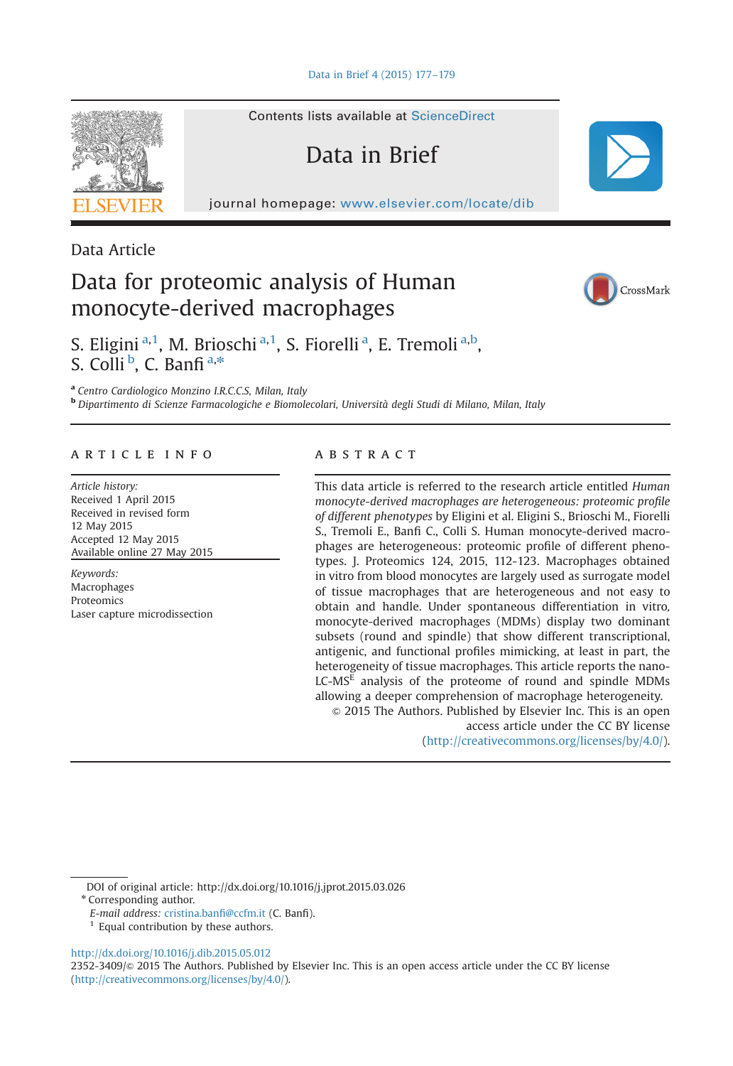Contents lists available at ScienceDirect

# Data in Brief

journal homepage: www.elsevier.com/locate/dib

Data Article

# Data for proteomic analysis of Human monocyte-derived macrophages

S. Eligini [a,1], M. Brioschi [a,1], S. Fiorelli [a], E. Tremoli [a,b], S. Colli [b], C. Banfi [a,*]

[a] Centro Cardiologico Monzino I.R.C.C.S, Milan, Italy
[b] Dipartimento di Scienze Farmacologiche e Biomolecolari, Università degli Studi di Milano, Milan, Italy

## ARTICLE INFO

*Article history:*
Received 1 April 2015
Received in revised form
12 May 2015
Accepted 12 May 2015
Available online 27 May 2015

*Keywords:*
Macrophages
Proteomics
Laser capture microdissection

## ABSTRACT

This data article is referred to the research article entitled *Human monocyte-derived macrophages are heterogeneous: proteomic profile of different phenotypes* by Eligini et al. Eligini S., Brioschi M., Fiorelli S., Tremoli E., Banfi C., Colli S. Human monocyte-derived macrophages are heterogeneous: proteomic profile of different phenotypes. J. Proteomics 124, 2015, 112-123. Macrophages obtained in vitro from blood monocytes are largely used as surrogate model of tissue macrophages that are heterogeneous and not easy to obtain and handle. Under spontaneous differentiation in vitro, monocyte-derived macrophages (MDMs) display two dominant subsets (round and spindle) that show different transcriptional, antigenic, and functional profiles mimicking, at least in part, the heterogeneity of tissue macrophages. This article reports the nano-LC-$MS^E$ analysis of the proteome of round and spindle MDMs allowing a deeper comprehension of macrophage heterogeneity.

© 2015 The Authors. Published by Elsevier Inc. This is an open access article under the CC BY license (http://creativecommons.org/licenses/by/4.0/).

---

DOI of original article: http://dx.doi.org/10.1016/j.jprot.2015.03.026
* Corresponding author.
*E-mail address:* cristina.banfi@ccfm.it (C. Banfi).
[1] Equal contribution by these authors.

http://dx.doi.org/10.1016/j.dib.2015.05.012
2352-3409/© 2015 The Authors. Published by Elsevier Inc. This is an open access article under the CC BY license (http://creativecommons.org/licenses/by/4.0/).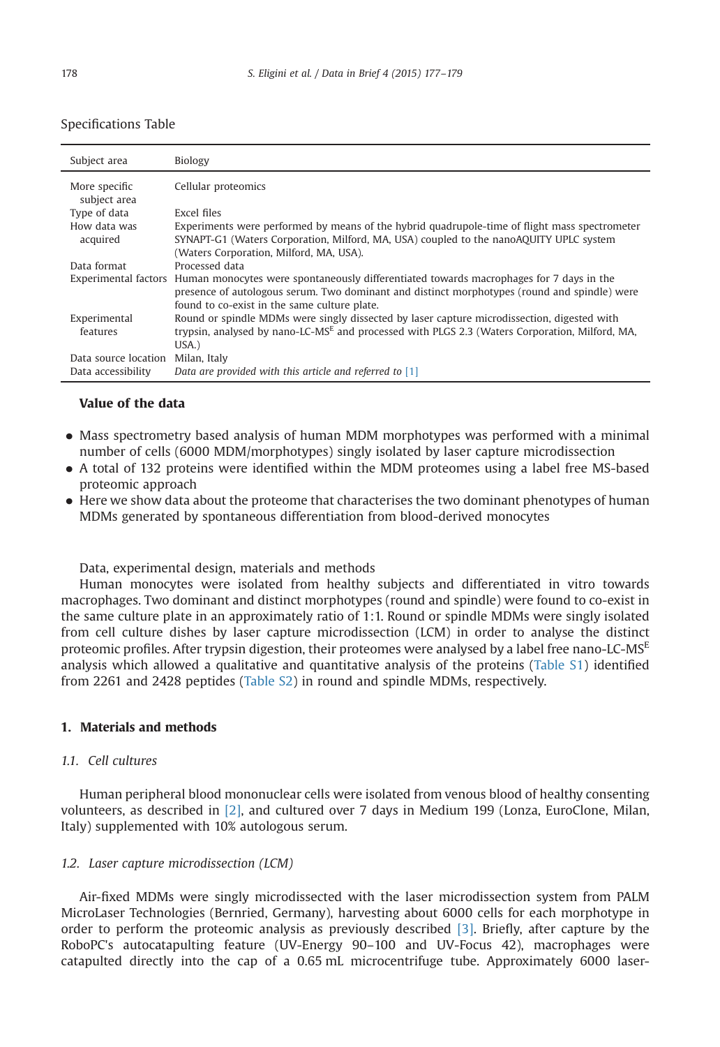Specifications Table

| Subject area | Biology |
|---|---|
| More specific subject area | Cellular proteomics |
| Type of data | Excel files |
| How data was acquired | Experiments were performed by means of the hybrid quadrupole-time of flight mass spectrometer SYNAPT-G1 (Waters Corporation, Milford, MA, USA) coupled to the nanoAQUITY UPLC system (Waters Corporation, Milford, MA, USA). |
| Data format | Processed data |
| Experimental factors | Human monocytes were spontaneously differentiated towards macrophages for 7 days in the presence of autologous serum. Two dominant and distinct morphotypes (round and spindle) were found to co-exist in the same culture plate. |
| Experimental features | Round or spindle MDMs were singly dissected by laser capture microdissection, digested with trypsin, analysed by nano-LC-MS$^E$ and processed with PLGS 2.3 (Waters Corporation, Milford, MA, USA.) |
| Data source location | Milan, Italy |
| Data accessibility | *Data are provided with this article and referred to* [1] |

**Value of the data**

- Mass spectrometry based analysis of human MDM morphotypes was performed with a minimal number of cells (6000 MDM/morphotypes) singly isolated by laser capture microdissection
- A total of 132 proteins were identified within the MDM proteomes using a label free MS-based proteomic approach
- Here we show data about the proteome that characterises the two dominant phenotypes of human MDMs generated by spontaneous differentiation from blood-derived monocytes

Data, experimental design, materials and methods

Human monocytes were isolated from healthy subjects and differentiated in vitro towards macrophages. Two dominant and distinct morphotypes (round and spindle) were found to co-exist in the same culture plate in an approximately ratio of 1:1. Round or spindle MDMs were singly isolated from cell culture dishes by laser capture microdissection (LCM) in order to analyse the distinct proteomic profiles. After trypsin digestion, their proteomes were analysed by a label free nano-LC-MS$^E$ analysis which allowed a qualitative and quantitative analysis of the proteins (Table S1) identified from 2261 and 2428 peptides (Table S2) in round and spindle MDMs, respectively.

## 1. Materials and methods

### 1.1. Cell cultures

Human peripheral blood mononuclear cells were isolated from venous blood of healthy consenting volunteers, as described in [2], and cultured over 7 days in Medium 199 (Lonza, EuroClone, Milan, Italy) supplemented with 10% autologous serum.

### 1.2. Laser capture microdissection (LCM)

Air-fixed MDMs were singly microdissected with the laser microdissection system from PALM MicroLaser Technologies (Bernried, Germany), harvesting about 6000 cells for each morphotype in order to perform the proteomic analysis as previously described [3]. Briefly, after capture by the RoboPC's autocatapulting feature (UV-Energy 90–100 and UV-Focus 42), macrophages were catapulted directly into the cap of a 0.65 mL microcentrifuge tube. Approximately 6000 laser-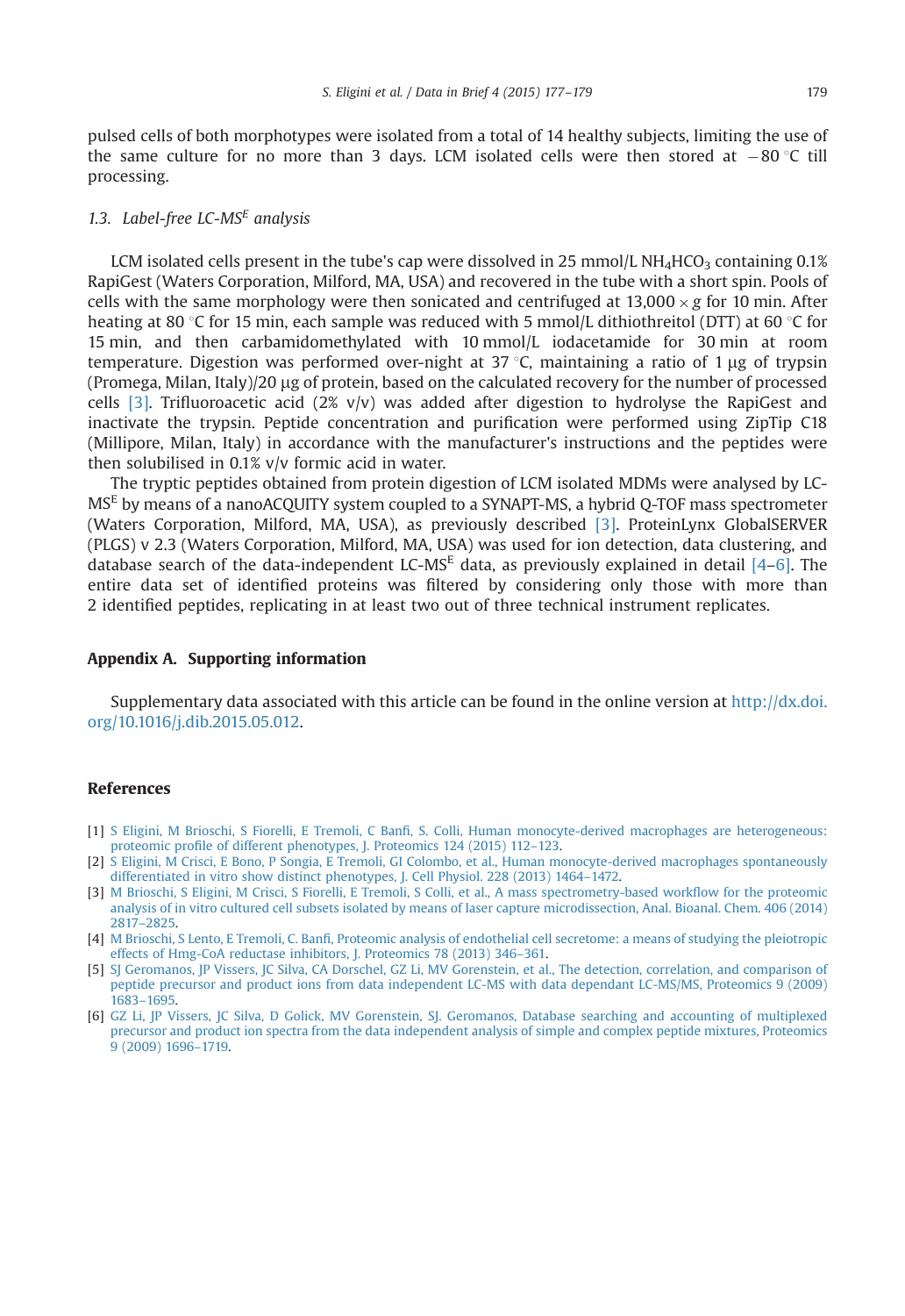pulsed cells of both morphotypes were isolated from a total of 14 healthy subjects, limiting the use of the same culture for no more than 3 days. LCM isolated cells were then stored at −80 °C till processing.

### 1.3. Label-free LC-MS$^E$ analysis

LCM isolated cells present in the tube's cap were dissolved in 25 mmol/L $NH_4HCO_3$ containing 0.1% RapiGest (Waters Corporation, Milford, MA, USA) and recovered in the tube with a short spin. Pools of cells with the same morphology were then sonicated and centrifuged at 13,000 × g for 10 min. After heating at 80 °C for 15 min, each sample was reduced with 5 mmol/L dithiothreitol (DTT) at 60 °C for 15 min, and then carbamidomethylated with 10 mmol/L iodacetamide for 30 min at room temperature. Digestion was performed over-night at 37 °C, maintaining a ratio of 1 μg of trypsin (Promega, Milan, Italy)/20 μg of protein, based on the calculated recovery for the number of processed cells [3]. Trifluoroacetic acid (2% v/v) was added after digestion to hydrolyse the RapiGest and inactivate the trypsin. Peptide concentration and purification were performed using ZipTip C18 (Millipore, Milan, Italy) in accordance with the manufacturer's instructions and the peptides were then solubilised in 0.1% v/v formic acid in water.

The tryptic peptides obtained from protein digestion of LCM isolated MDMs were analysed by LC-MS$^E$ by means of a nanoACQUITY system coupled to a SYNAPT-MS, a hybrid Q-TOF mass spectrometer (Waters Corporation, Milford, MA, USA), as previously described [3]. ProteinLynx GlobalSERVER (PLGS) v 2.3 (Waters Corporation, Milford, MA, USA) was used for ion detection, data clustering, and database search of the data-independent LC-MS$^E$ data, as previously explained in detail [4–6]. The entire data set of identified proteins was filtered by considering only those with more than 2 identified peptides, replicating in at least two out of three technical instrument replicates.

## Appendix A. Supporting information

Supplementary data associated with this article can be found in the online version at http://dx.doi.org/10.1016/j.dib.2015.05.012.

## References

[1] S Eligini, M Brioschi, S Fiorelli, E Tremoli, C Banfi, S. Colli, Human monocyte-derived macrophages are heterogeneous: proteomic profile of different phenotypes, J. Proteomics 124 (2015) 112–123.

[2] S Eligini, M Crisci, E Bono, P Songia, E Tremoli, GI Colombo, et al., Human monocyte-derived macrophages spontaneously differentiated in vitro show distinct phenotypes, J. Cell Physiol. 228 (2013) 1464–1472.

[3] M Brioschi, S Eligini, M Crisci, S Fiorelli, E Tremoli, S Colli, et al., A mass spectrometry-based workflow for the proteomic analysis of in vitro cultured cell subsets isolated by means of laser capture microdissection, Anal. Bioanal. Chem. 406 (2014) 2817–2825.

[4] M Brioschi, S Lento, E Tremoli, C. Banfi, Proteomic analysis of endothelial cell secretome: a means of studying the pleiotropic effects of Hmg-CoA reductase inhibitors, J. Proteomics 78 (2013) 346–361.

[5] SJ Geromanos, JP Vissers, JC Silva, CA Dorschel, GZ Li, MV Gorenstein, et al., The detection, correlation, and comparison of peptide precursor and product ions from data independent LC-MS with data dependant LC-MS/MS, Proteomics 9 (2009) 1683–1695.

[6] GZ Li, JP Vissers, JC Silva, D Golick, MV Gorenstein, SJ. Geromanos, Database searching and accounting of multiplexed precursor and product ion spectra from the data independent analysis of simple and complex peptide mixtures, Proteomics 9 (2009) 1696–1719.